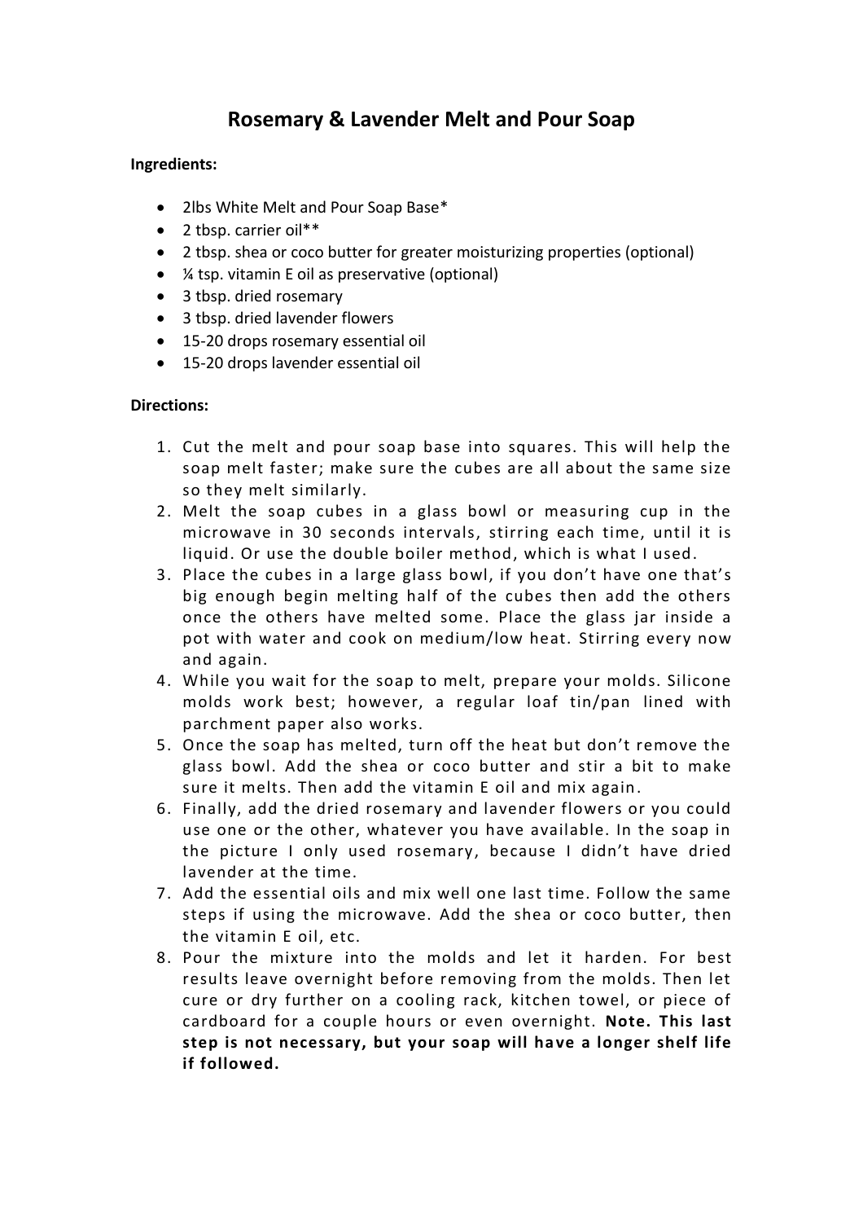# Rosemary & Lavender Melt and Pour Soap

**Ingredients:**

- 2lbs White Melt and Pour Soap Base*
- 2 tbsp. carrier oil**
- 2 tbsp. shea or coco butter for greater moisturizing properties (optional)
- ¼ tsp. vitamin E oil as preservative (optional)
- 3 tbsp. dried rosemary
- 3 tbsp. dried lavender flowers
- 15-20 drops rosemary essential oil
- 15-20 drops lavender essential oil

**Directions:**

1. Cut the melt and pour soap base into squares. This will help the soap melt faster; make sure the cubes are all about the same size so they melt similarly.
2. Melt the soap cubes in a glass bowl or measuring cup in the microwave in 30 seconds intervals, stirring each time, until it is liquid. Or use the double boiler method, which is what I used.
3. Place the cubes in a large glass bowl, if you don't have one that's big enough begin melting half of the cubes then add the others once the others have melted some. Place the glass jar inside a pot with water and cook on medium/low heat. Stirring every now and again.
4. While you wait for the soap to melt, prepare your molds. Silicone molds work best; however, a regular loaf tin/pan lined with parchment paper also works.
5. Once the soap has melted, turn off the heat but don't remove the glass bowl. Add the shea or coco butter and stir a bit to make sure it melts. Then add the vitamin E oil and mix again.
6. Finally, add the dried rosemary and lavender flowers or you could use one or the other, whatever you have available. In the soap in the picture I only used rosemary, because I didn't have dried lavender at the time.
7. Add the essential oils and mix well one last time. Follow the same steps if using the microwave. Add the shea or coco butter, then the vitamin E oil, etc.
8. Pour the mixture into the molds and let it harden. For best results leave overnight before removing from the molds. Then let cure or dry further on a cooling rack, kitchen towel, or piece of cardboard for a couple hours or even overnight. **Note. This last step is not necessary, but your soap will have a longer shelf life if followed.**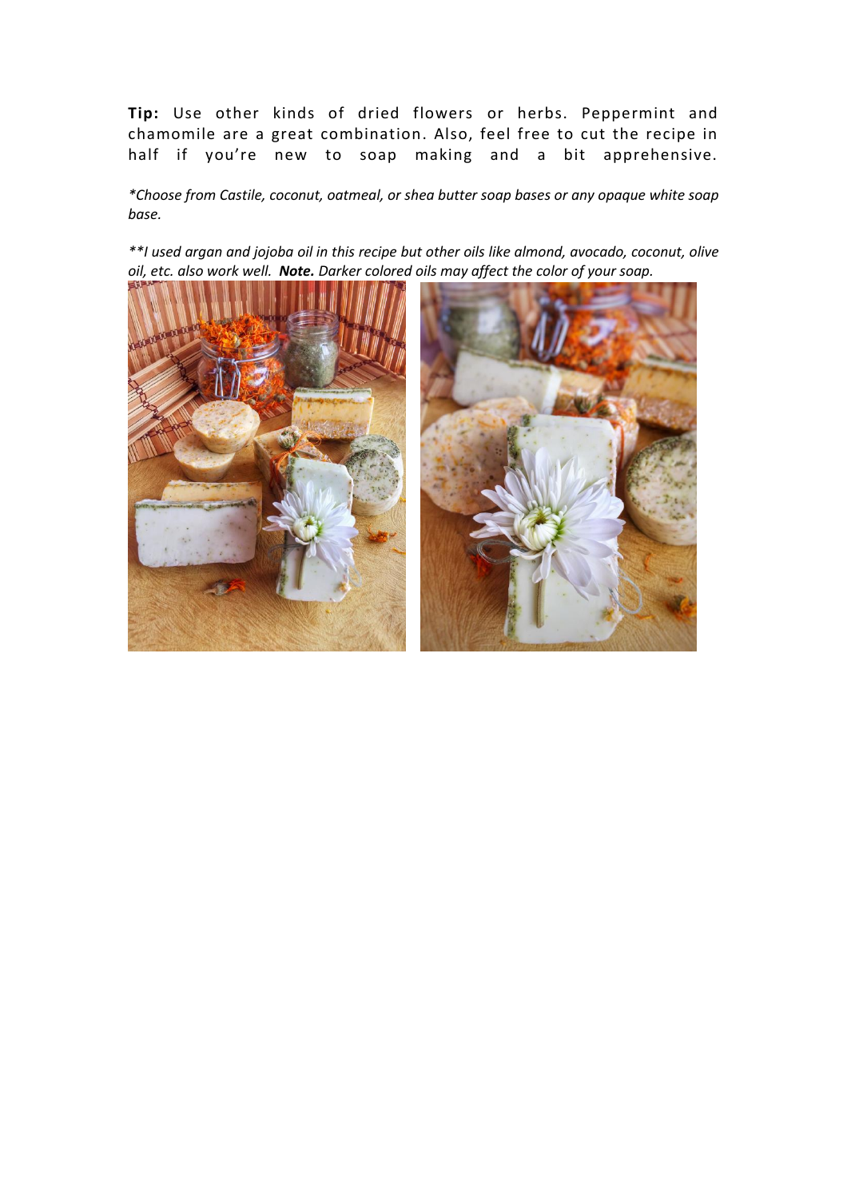**Tip:** Use other kinds of dried flowers or herbs. Peppermint and chamomile are a great combination. Also, feel free to cut the recipe in half if you're new to soap making and a bit apprehensive.

*\*Choose from Castile, coconut, oatmeal, or shea butter soap bases or any opaque white soap base.*

*\*\*I used argan and jojoba oil in this recipe but other oils like almond, avocado, coconut, olive oil, etc. also work well.* ***Note.*** *Darker colored oils may affect the color of your soap.*